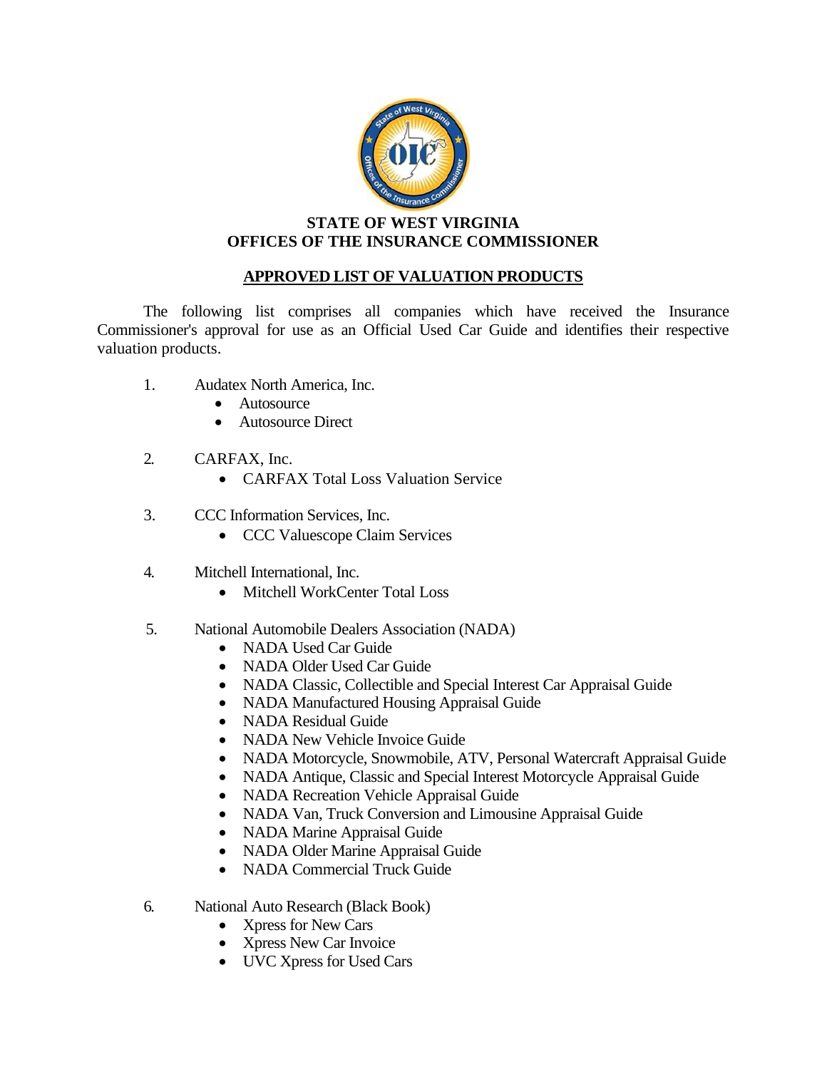**STATE OF WEST VIRGINIA**
**OFFICES OF THE INSURANCE COMMISSIONER**

## APPROVED LIST OF VALUATION PRODUCTS

The following list comprises all companies which have received the Insurance Commissioner's approval for use as an Official Used Car Guide and identifies their respective valuation products.

1. Audatex North America, Inc.
   - Autosource
   - Autosource Direct

2. CARFAX, Inc.
   - CARFAX Total Loss Valuation Service

3. CCC Information Services, Inc.
   - CCC Valuescope Claim Services

4. Mitchell International, Inc.
   - Mitchell WorkCenter Total Loss

5. National Automobile Dealers Association (NADA)
   - NADA Used Car Guide
   - NADA Older Used Car Guide
   - NADA Classic, Collectible and Special Interest Car Appraisal Guide
   - NADA Manufactured Housing Appraisal Guide
   - NADA Residual Guide
   - NADA New Vehicle Invoice Guide
   - NADA Motorcycle, Snowmobile, ATV, Personal Watercraft Appraisal Guide
   - NADA Antique, Classic and Special Interest Motorcycle Appraisal Guide
   - NADA Recreation Vehicle Appraisal Guide
   - NADA Van, Truck Conversion and Limousine Appraisal Guide
   - NADA Marine Appraisal Guide
   - NADA Older Marine Appraisal Guide
   - NADA Commercial Truck Guide

6. National Auto Research (Black Book)
   - Xpress for New Cars
   - Xpress New Car Invoice
   - UVC Xpress for Used Cars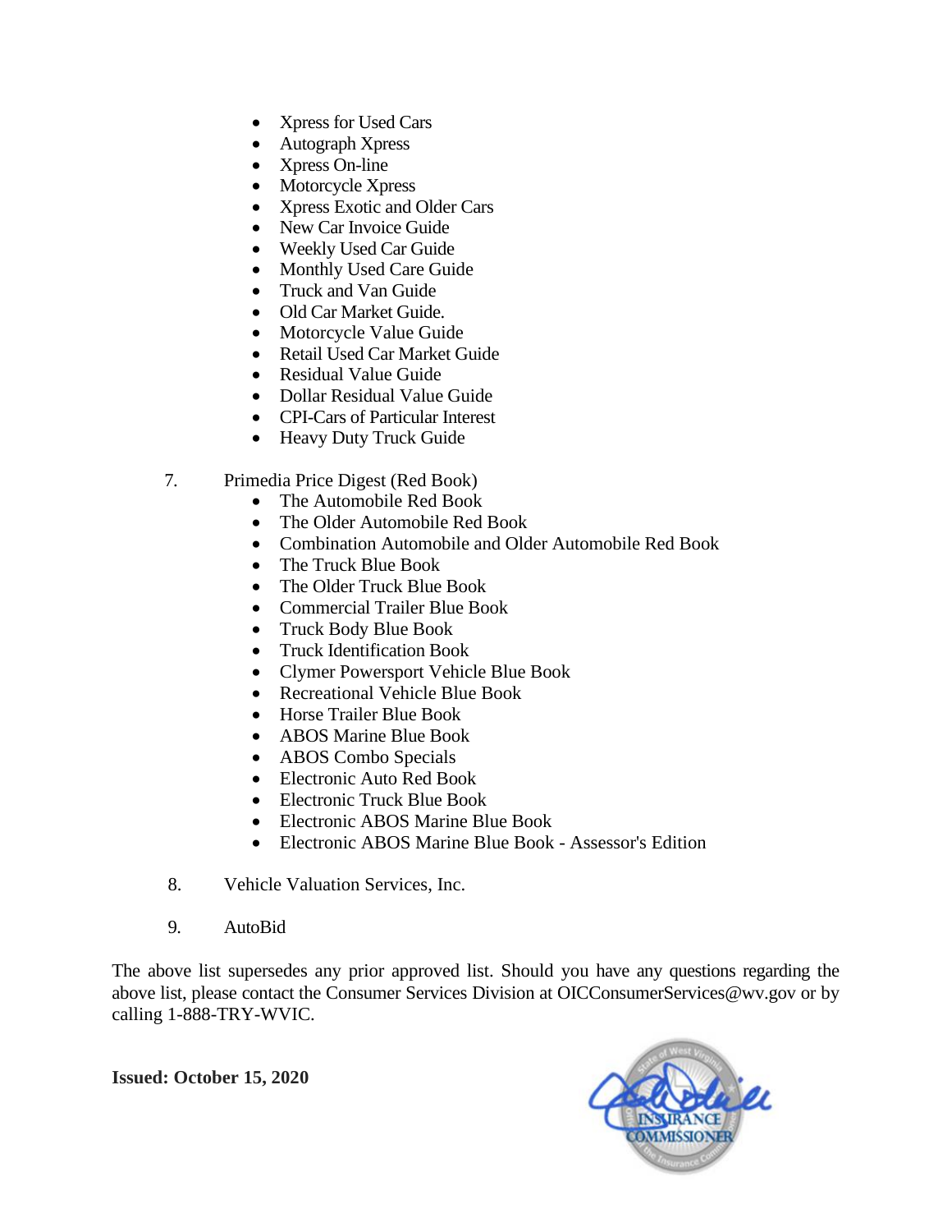- Xpress for Used Cars
- Autograph Xpress
- Xpress On-line
- Motorcycle Xpress
- Xpress Exotic and Older Cars
- New Car Invoice Guide
- Weekly Used Car Guide
- Monthly Used Care Guide
- Truck and Van Guide
- Old Car Market Guide.
- Motorcycle Value Guide
- Retail Used Car Market Guide
- Residual Value Guide
- Dollar Residual Value Guide
- CPI-Cars of Particular Interest
- Heavy Duty Truck Guide

7. Primedia Price Digest (Red Book)
   - The Automobile Red Book
   - The Older Automobile Red Book
   - Combination Automobile and Older Automobile Red Book
   - The Truck Blue Book
   - The Older Truck Blue Book
   - Commercial Trailer Blue Book
   - Truck Body Blue Book
   - Truck Identification Book
   - Clymer Powersport Vehicle Blue Book
   - Recreational Vehicle Blue Book
   - Horse Trailer Blue Book
   - ABOS Marine Blue Book
   - ABOS Combo Specials
   - Electronic Auto Red Book
   - Electronic Truck Blue Book
   - Electronic ABOS Marine Blue Book
   - Electronic ABOS Marine Blue Book - Assessor's Edition

8. Vehicle Valuation Services, Inc.

9. AutoBid

The above list supersedes any prior approved list. Should you have any questions regarding the above list, please contact the Consumer Services Division at OICConsumerServices@wv.gov or by calling 1-888-TRY-WVIC.

**Issued: October 15, 2020**